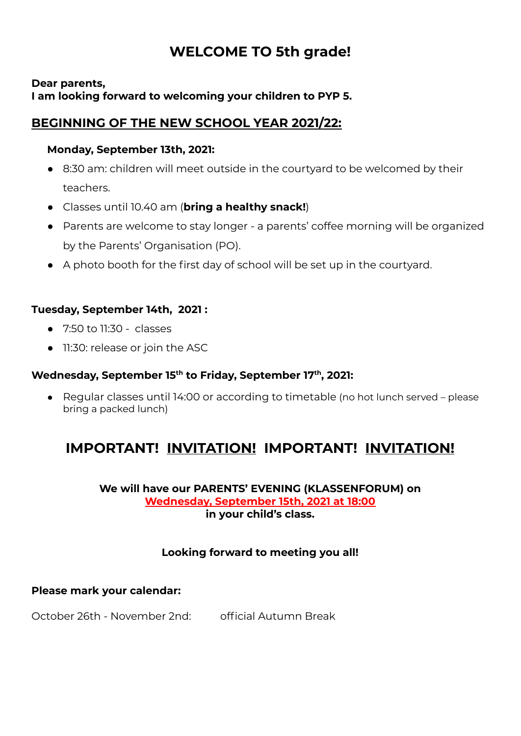# WELCOME TO 5th grade!

**Dear parents,**
**I am looking forward to welcoming your children to PYP 5.**

## BEGINNING OF THE NEW SCHOOL YEAR 2021/22:

**Monday, September 13th, 2021:**

- 8:30 am: children will meet outside in the courtyard to be welcomed by their teachers.
- Classes until 10.40 am (**bring a healthy snack!**)
- Parents are welcome to stay longer - a parents' coffee morning will be organized by the Parents' Organisation (PO).
- A photo booth for the first day of school will be set up in the courtyard.

**Tuesday, September 14th, 2021 :**

- 7:50 to 11:30 - classes
- 11:30: release or join the ASC

**Wednesday, September 15th to Friday, September 17th, 2021:**

- Regular classes until 14:00 or according to timetable (no hot lunch served – please bring a packed lunch)

## IMPORTANT! INVITATION! IMPORTANT! INVITATION!

**We will have our PARENTS' EVENING (KLASSENFORUM) on**
**Wednesday, September 15th, 2021 at 18:00**
**in your child's class.**

**Looking forward to meeting you all!**

**Please mark your calendar:**

October 26th - November 2nd: official Autumn Break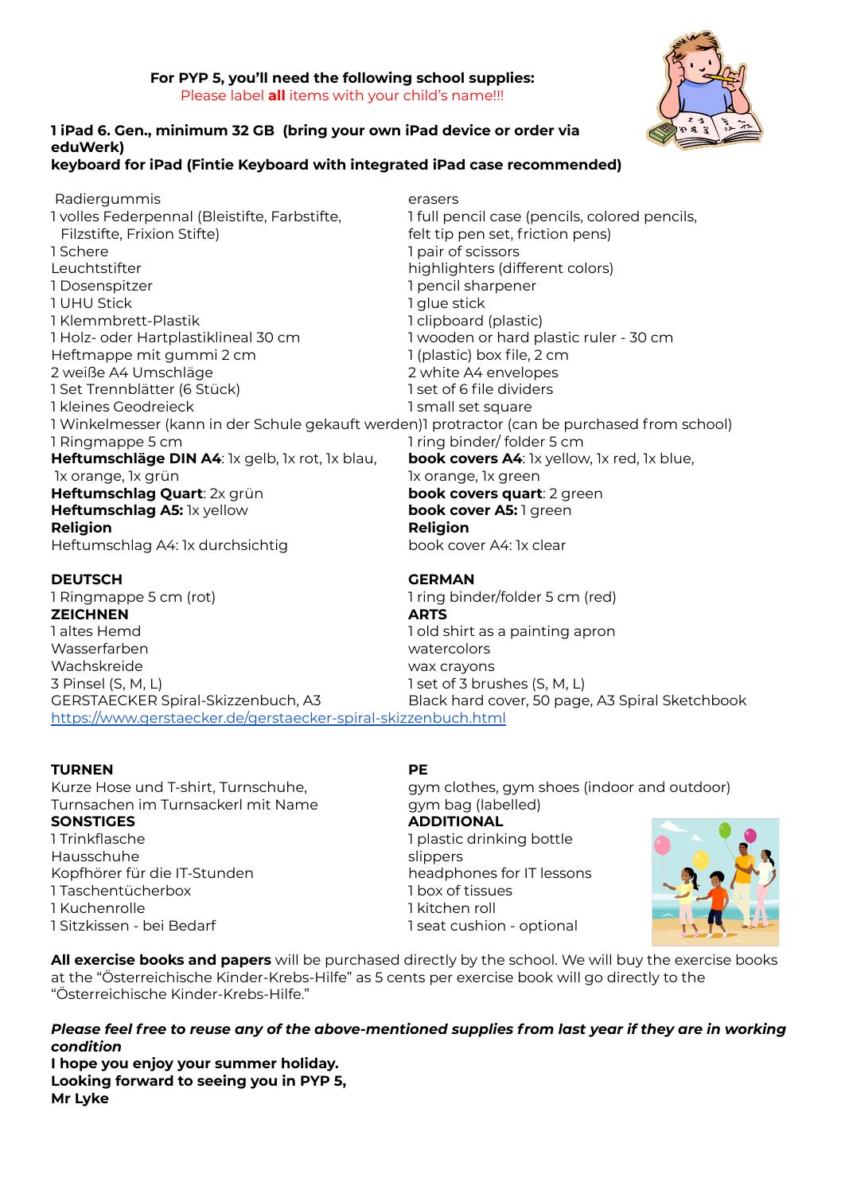**For PYP 5, you'll need the following school supplies:**
Please label **all** items with your child's name!!!

**1 iPad 6. Gen., minimum 32 GB (bring your own iPad device or order via eduWerk)**
**keyboard for iPad (Fintie Keyboard with integrated iPad case recommended)**

| | |
|---|---|
| Radiergummis | erasers |
| 1 volles Federpennal (Bleistifte, Farbstifte, Filzstifte, Frixion Stifte) | 1 full pencil case (pencils, colored pencils, felt tip pen set, friction pens) |
| 1 Schere | 1 pair of scissors |
| Leuchtstifter | highlighters (different colors) |
| 1 Dosenspitzer | 1 pencil sharpener |
| 1 UHU Stick | 1 glue stick |
| 1 Klemmbrett-Plastik | 1 clipboard (plastic) |
| 1 Holz- oder Hartplastiklineal 30 cm | 1 wooden or hard plastic ruler - 30 cm |
| Heftmappe mit gummi 2 cm | 1 (plastic) box file, 2 cm |
| 2 weiße A4 Umschläge | 2 white A4 envelopes |
| 1 Set Trennblätter (6 Stück) | 1 set of 6 file dividers |
| 1 kleines Geodreieck | 1 small set square |
| 1 Winkelmesser (kann in der Schule gekauft werden) | 1 protractor (can be purchased from school) |
| 1 Ringmappe 5 cm | 1 ring binder/ folder 5 cm |
| **Heftumschläge DIN A4**: 1x gelb, 1x rot, 1x blau, 1x orange, 1x grün | **book covers A4**: 1x yellow, 1x red, 1x blue, 1x orange, 1x green |
| **Heftumschlag Quart**: 2x grün | **book covers quart**: 2 green |
| **Heftumschlag A5:** 1x yellow | **book cover A5:** 1 green |
| **Religion** | **Religion** |
| Heftumschlag A4: 1x durchsichtig | book cover A4: 1x clear |
| **DEUTSCH** | **GERMAN** |
| 1 Ringmappe 5 cm (rot) | 1 ring binder/folder 5 cm (red) |
| **ZEICHNEN** | **ARTS** |
| 1 altes Hemd | 1 old shirt as a painting apron |
| Wasserfarben | watercolors |
| Wachskreide | wax crayons |
| 3 Pinsel (S, M, L) | 1 set of 3 brushes (S, M, L) |
| GERSTAECKER Spiral-Skizzenbuch, A3 | Black hard cover, 50 page, A3 Spiral Sketchbook |

https://www.gerstaecker.de/gerstaecker-spiral-skizzenbuch.html

| | |
|---|---|
| **TURNEN** | **PE** |
| Kurze Hose und T-shirt, Turnschuhe, | gym clothes, gym shoes (indoor and outdoor) |
| Turnsachen im Turnsackerl mit Name | gym bag (labelled) |
| **SONSTIGES** | **ADDITIONAL** |
| 1 Trinkflasche | 1 plastic drinking bottle |
| Hausschuhe | slippers |
| Kopfhörer für die IT-Stunden | headphones for IT lessons |
| 1 Taschentücherbox | 1 box of tissues |
| 1 Kuchenrolle | 1 kitchen roll |
| 1 Sitzkissen - bei Bedarf | 1 seat cushion - optional |

**All exercise books and papers** will be purchased directly by the school. We will buy the exercise books at the "Österreichische Kinder-Krebs-Hilfe" as 5 cents per exercise book will go directly to the "Österreichische Kinder-Krebs-Hilfe."

***Please feel free to reuse any of the above-mentioned supplies from last year if they are in working condition***
**I hope you enjoy your summer holiday.**
**Looking forward to seeing you in PYP 5,**
**Mr Lyke**